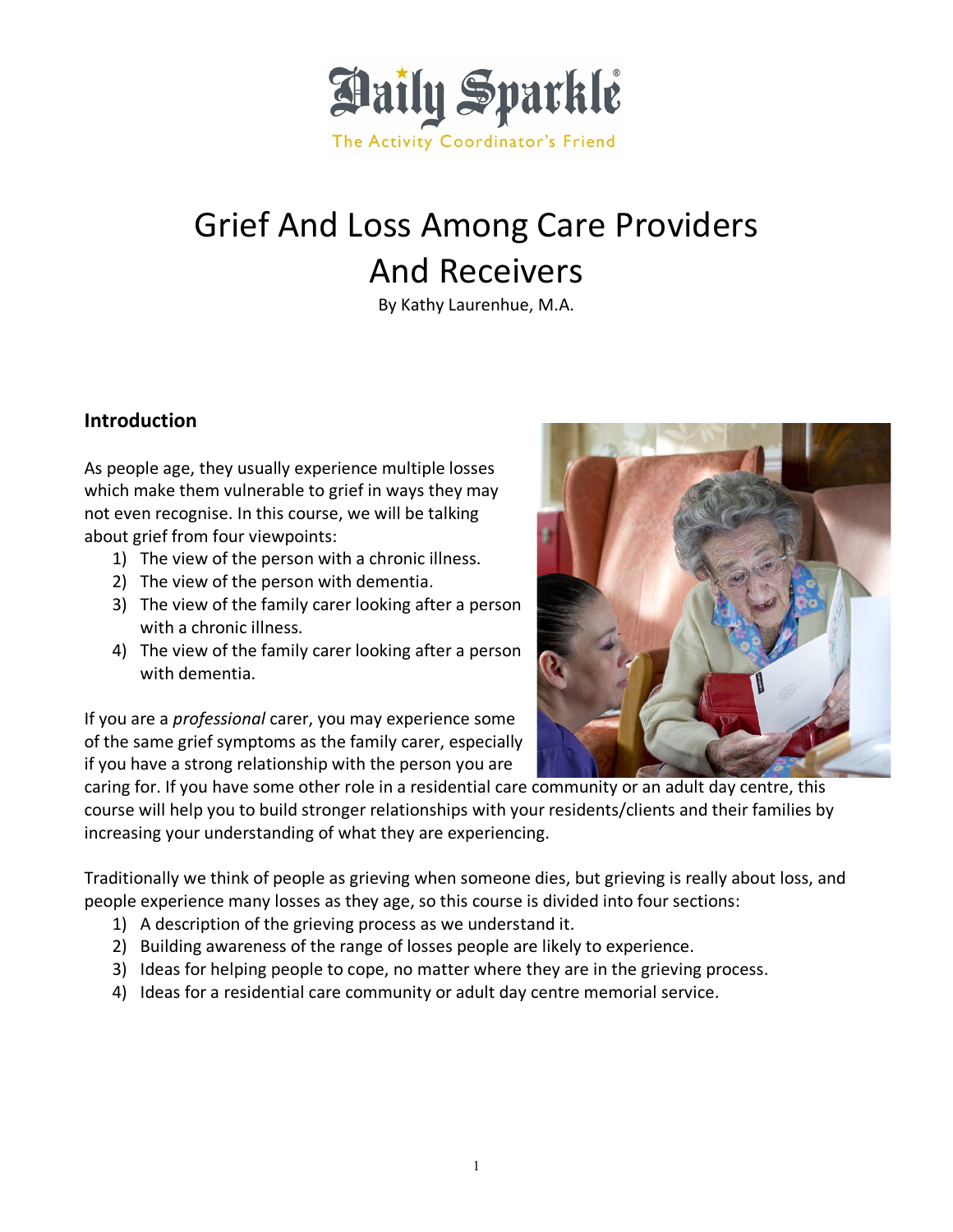Daily Sparkle®

The Activity Coordinator's Friend

# Grief And Loss Among Care Providers And Receivers

By Kathy Laurenhue, M.A.

## Introduction

As people age, they usually experience multiple losses which make them vulnerable to grief in ways they may not even recognise. In this course, we will be talking about grief from four viewpoints:

1) The view of the person with a chronic illness.
2) The view of the person with dementia.
3) The view of the family carer looking after a person with a chronic illness.
4) The view of the family carer looking after a person with dementia.

If you are a *professional* carer, you may experience some of the same grief symptoms as the family carer, especially if you have a strong relationship with the person you are caring for. If you have some other role in a residential care community or an adult day centre, this course will help you to build stronger relationships with your residents/clients and their families by increasing your understanding of what they are experiencing.

Traditionally we think of people as grieving when someone dies, but grieving is really about loss, and people experience many losses as they age, so this course is divided into four sections:

1) A description of the grieving process as we understand it.
2) Building awareness of the range of losses people are likely to experience.
3) Ideas for helping people to cope, no matter where they are in the grieving process.
4) Ideas for a residential care community or adult day centre memorial service.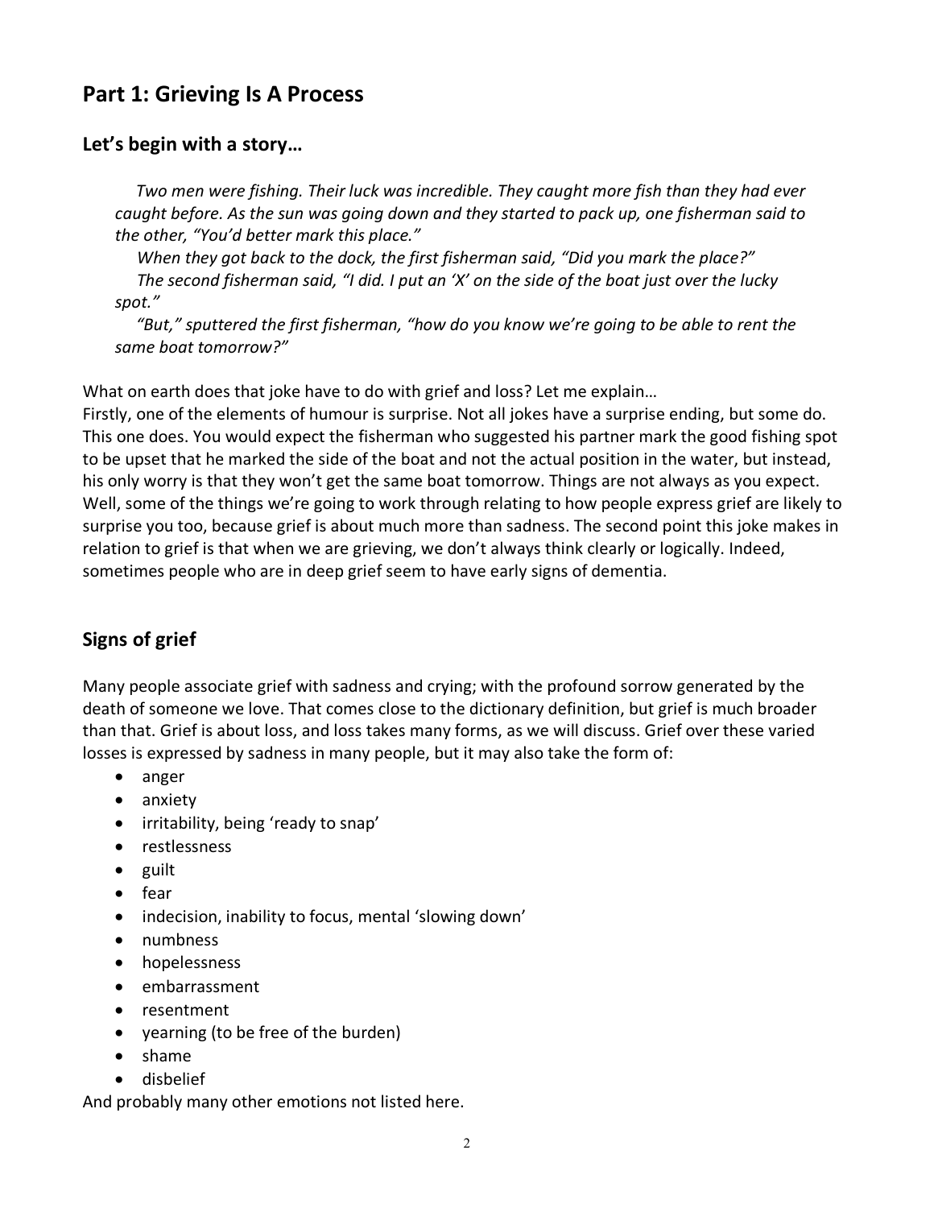## Part 1: Grieving Is A Process

### Let's begin with a story…

*Two men were fishing. Their luck was incredible. They caught more fish than they had ever caught before. As the sun was going down and they started to pack up, one fisherman said to the other, "You'd better mark this place."*

*When they got back to the dock, the first fisherman said, "Did you mark the place?"*

*The second fisherman said, "I did. I put an 'X' on the side of the boat just over the lucky spot."*

*"But," sputtered the first fisherman, "how do you know we're going to be able to rent the same boat tomorrow?"*

What on earth does that joke have to do with grief and loss? Let me explain…

Firstly, one of the elements of humour is surprise. Not all jokes have a surprise ending, but some do. This one does. You would expect the fisherman who suggested his partner mark the good fishing spot to be upset that he marked the side of the boat and not the actual position in the water, but instead, his only worry is that they won't get the same boat tomorrow. Things are not always as you expect. Well, some of the things we're going to work through relating to how people express grief are likely to surprise you too, because grief is about much more than sadness. The second point this joke makes in relation to grief is that when we are grieving, we don't always think clearly or logically. Indeed, sometimes people who are in deep grief seem to have early signs of dementia.

### Signs of grief

Many people associate grief with sadness and crying; with the profound sorrow generated by the death of someone we love. That comes close to the dictionary definition, but grief is much broader than that. Grief is about loss, and loss takes many forms, as we will discuss. Grief over these varied losses is expressed by sadness in many people, but it may also take the form of:

- anger
- anxiety
- irritability, being 'ready to snap'
- restlessness
- guilt
- fear
- indecision, inability to focus, mental 'slowing down'
- numbness
- hopelessness
- embarrassment
- resentment
- yearning (to be free of the burden)
- shame
- disbelief

And probably many other emotions not listed here.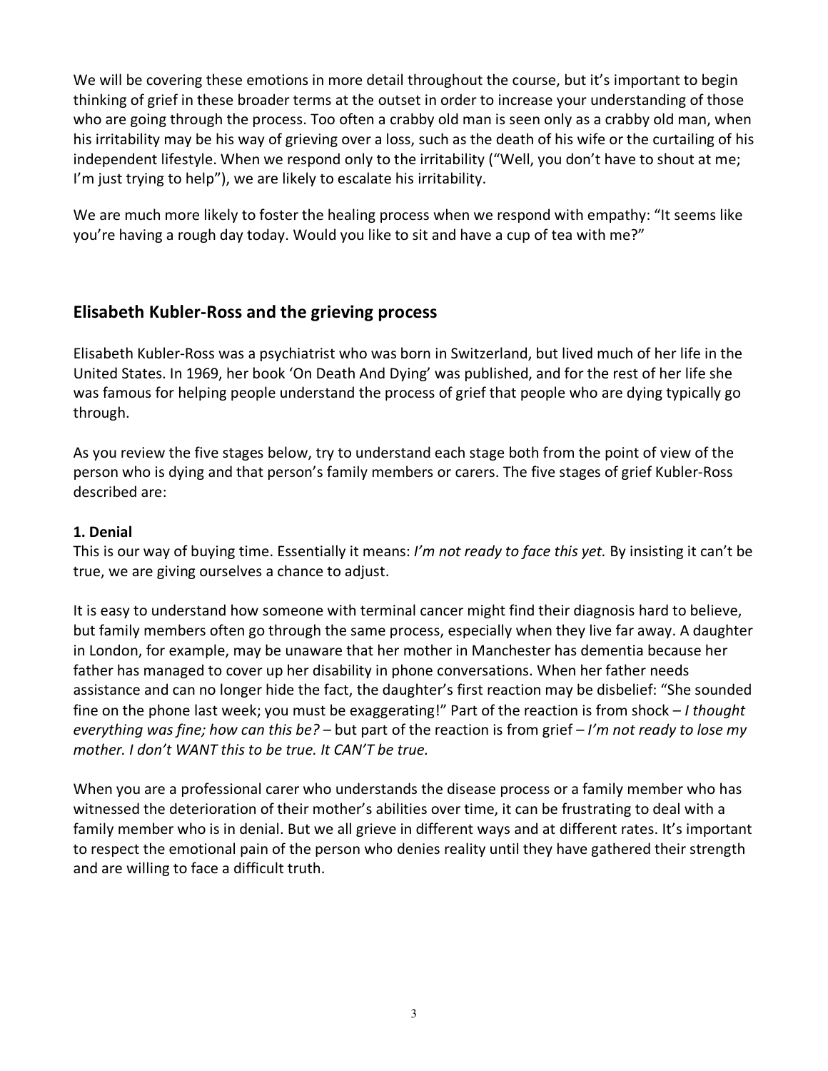We will be covering these emotions in more detail throughout the course, but it's important to begin thinking of grief in these broader terms at the outset in order to increase your understanding of those who are going through the process. Too often a crabby old man is seen only as a crabby old man, when his irritability may be his way of grieving over a loss, such as the death of his wife or the curtailing of his independent lifestyle. When we respond only to the irritability ("Well, you don't have to shout at me; I'm just trying to help"), we are likely to escalate his irritability.

We are much more likely to foster the healing process when we respond with empathy: "It seems like you're having a rough day today. Would you like to sit and have a cup of tea with me?"

## Elisabeth Kubler-Ross and the grieving process

Elisabeth Kubler-Ross was a psychiatrist who was born in Switzerland, but lived much of her life in the United States. In 1969, her book 'On Death And Dying' was published, and for the rest of her life she was famous for helping people understand the process of grief that people who are dying typically go through.

As you review the five stages below, try to understand each stage both from the point of view of the person who is dying and that person's family members or carers. The five stages of grief Kubler-Ross described are:

**1. Denial**

This is our way of buying time. Essentially it means: *I'm not ready to face this yet.* By insisting it can't be true, we are giving ourselves a chance to adjust.

It is easy to understand how someone with terminal cancer might find their diagnosis hard to believe, but family members often go through the same process, especially when they live far away. A daughter in London, for example, may be unaware that her mother in Manchester has dementia because her father has managed to cover up her disability in phone conversations. When her father needs assistance and can no longer hide the fact, the daughter's first reaction may be disbelief: "She sounded fine on the phone last week; you must be exaggerating!" Part of the reaction is from shock – *I thought everything was fine; how can this be?* – but part of the reaction is from grief – *I'm not ready to lose my mother. I don't WANT this to be true. It CAN'T be true.*

When you are a professional carer who understands the disease process or a family member who has witnessed the deterioration of their mother's abilities over time, it can be frustrating to deal with a family member who is in denial. But we all grieve in different ways and at different rates. It's important to respect the emotional pain of the person who denies reality until they have gathered their strength and are willing to face a difficult truth.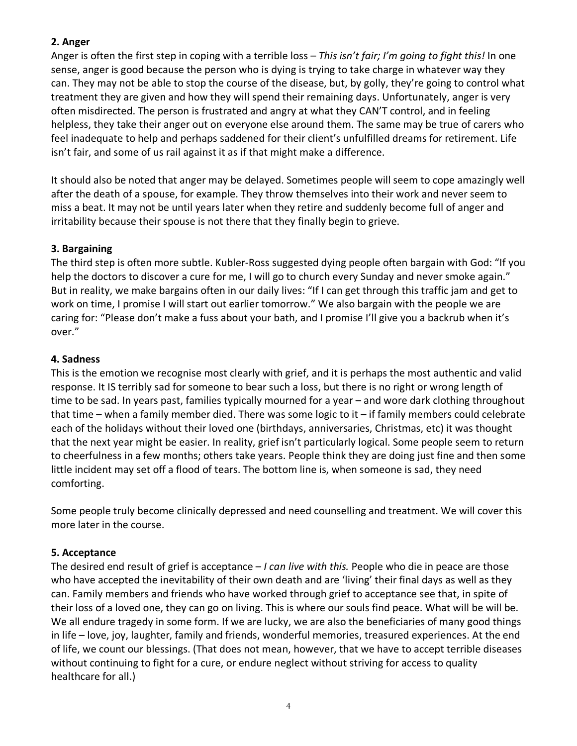**2. Anger**

Anger is often the first step in coping with a terrible loss – *This isn't fair; I'm going to fight this!* In one sense, anger is good because the person who is dying is trying to take charge in whatever way they can. They may not be able to stop the course of the disease, but, by golly, they're going to control what treatment they are given and how they will spend their remaining days. Unfortunately, anger is very often misdirected. The person is frustrated and angry at what they CAN'T control, and in feeling helpless, they take their anger out on everyone else around them. The same may be true of carers who feel inadequate to help and perhaps saddened for their client's unfulfilled dreams for retirement. Life isn't fair, and some of us rail against it as if that might make a difference.

It should also be noted that anger may be delayed. Sometimes people will seem to cope amazingly well after the death of a spouse, for example. They throw themselves into their work and never seem to miss a beat. It may not be until years later when they retire and suddenly become full of anger and irritability because their spouse is not there that they finally begin to grieve.

**3. Bargaining**

The third step is often more subtle. Kubler-Ross suggested dying people often bargain with God: "If you help the doctors to discover a cure for me, I will go to church every Sunday and never smoke again." But in reality, we make bargains often in our daily lives: "If I can get through this traffic jam and get to work on time, I promise I will start out earlier tomorrow." We also bargain with the people we are caring for: "Please don't make a fuss about your bath, and I promise I'll give you a backrub when it's over."

**4. Sadness**

This is the emotion we recognise most clearly with grief, and it is perhaps the most authentic and valid response. It IS terribly sad for someone to bear such a loss, but there is no right or wrong length of time to be sad. In years past, families typically mourned for a year – and wore dark clothing throughout that time – when a family member died. There was some logic to it – if family members could celebrate each of the holidays without their loved one (birthdays, anniversaries, Christmas, etc) it was thought that the next year might be easier. In reality, grief isn't particularly logical. Some people seem to return to cheerfulness in a few months; others take years. People think they are doing just fine and then some little incident may set off a flood of tears. The bottom line is, when someone is sad, they need comforting.

Some people truly become clinically depressed and need counselling and treatment. We will cover this more later in the course.

**5. Acceptance**

The desired end result of grief is acceptance – *I can live with this.* People who die in peace are those who have accepted the inevitability of their own death and are 'living' their final days as well as they can. Family members and friends who have worked through grief to acceptance see that, in spite of their loss of a loved one, they can go on living. This is where our souls find peace. What will be will be. We all endure tragedy in some form. If we are lucky, we are also the beneficiaries of many good things in life – love, joy, laughter, family and friends, wonderful memories, treasured experiences. At the end of life, we count our blessings. (That does not mean, however, that we have to accept terrible diseases without continuing to fight for a cure, or endure neglect without striving for access to quality healthcare for all.)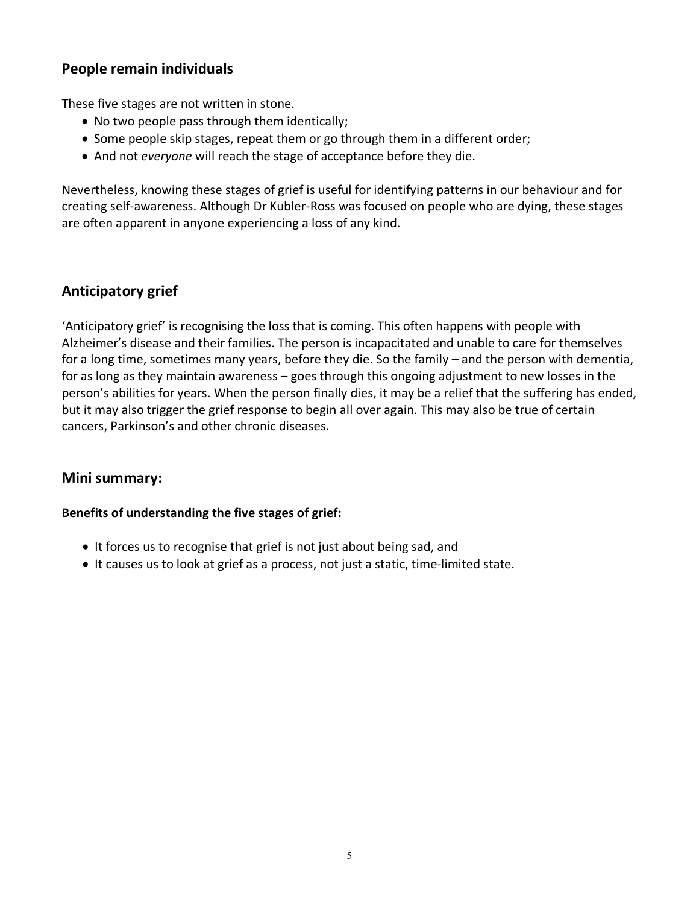## People remain individuals

These five stages are not written in stone.

- No two people pass through them identically;
- Some people skip stages, repeat them or go through them in a different order;
- And not *everyone* will reach the stage of acceptance before they die.

Nevertheless, knowing these stages of grief is useful for identifying patterns in our behaviour and for creating self-awareness. Although Dr Kubler-Ross was focused on people who are dying, these stages are often apparent in anyone experiencing a loss of any kind.

## Anticipatory grief

'Anticipatory grief' is recognising the loss that is coming. This often happens with people with Alzheimer's disease and their families. The person is incapacitated and unable to care for themselves for a long time, sometimes many years, before they die. So the family – and the person with dementia, for as long as they maintain awareness – goes through this ongoing adjustment to new losses in the person's abilities for years. When the person finally dies, it may be a relief that the suffering has ended, but it may also trigger the grief response to begin all over again. This may also be true of certain cancers, Parkinson's and other chronic diseases.

## Mini summary:

**Benefits of understanding the five stages of grief:**

- It forces us to recognise that grief is not just about being sad, and
- It causes us to look at grief as a process, not just a static, time-limited state.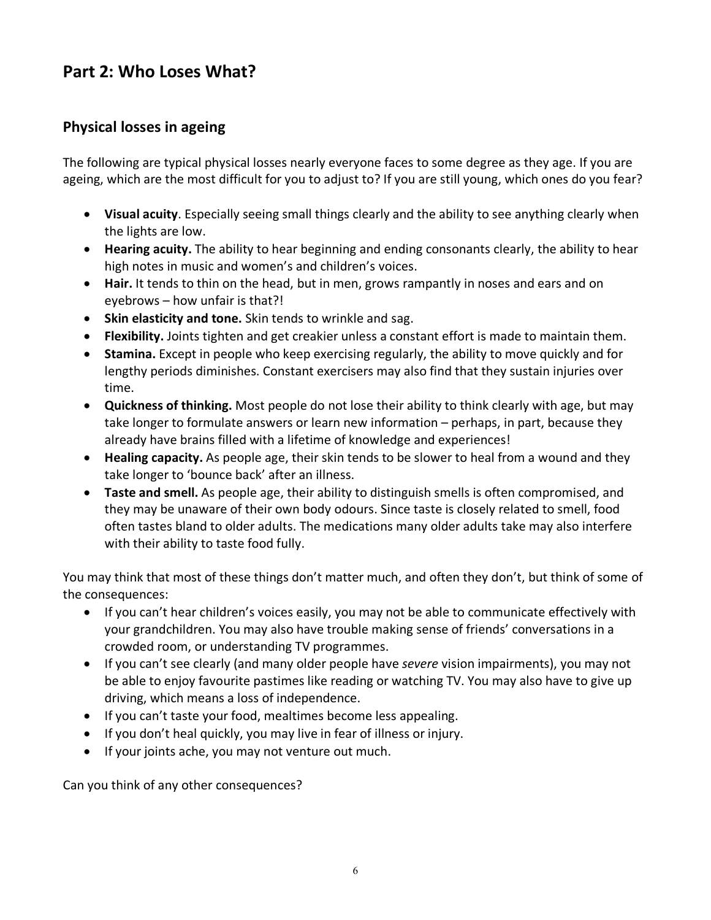## Part 2: Who Loses What?

### Physical losses in ageing

The following are typical physical losses nearly everyone faces to some degree as they age. If you are ageing, which are the most difficult for you to adjust to? If you are still young, which ones do you fear?

- **Visual acuity**. Especially seeing small things clearly and the ability to see anything clearly when the lights are low.
- **Hearing acuity.** The ability to hear beginning and ending consonants clearly, the ability to hear high notes in music and women's and children's voices.
- **Hair.** It tends to thin on the head, but in men, grows rampantly in noses and ears and on eyebrows – how unfair is that?!
- **Skin elasticity and tone.** Skin tends to wrinkle and sag.
- **Flexibility.** Joints tighten and get creakier unless a constant effort is made to maintain them.
- **Stamina.** Except in people who keep exercising regularly, the ability to move quickly and for lengthy periods diminishes. Constant exercisers may also find that they sustain injuries over time.
- **Quickness of thinking.** Most people do not lose their ability to think clearly with age, but may take longer to formulate answers or learn new information – perhaps, in part, because they already have brains filled with a lifetime of knowledge and experiences!
- **Healing capacity.** As people age, their skin tends to be slower to heal from a wound and they take longer to 'bounce back' after an illness.
- **Taste and smell.** As people age, their ability to distinguish smells is often compromised, and they may be unaware of their own body odours. Since taste is closely related to smell, food often tastes bland to older adults. The medications many older adults take may also interfere with their ability to taste food fully.

You may think that most of these things don't matter much, and often they don't, but think of some of the consequences:

- If you can't hear children's voices easily, you may not be able to communicate effectively with your grandchildren. You may also have trouble making sense of friends' conversations in a crowded room, or understanding TV programmes.
- If you can't see clearly (and many older people have *severe* vision impairments), you may not be able to enjoy favourite pastimes like reading or watching TV. You may also have to give up driving, which means a loss of independence.
- If you can't taste your food, mealtimes become less appealing.
- If you don't heal quickly, you may live in fear of illness or injury.
- If your joints ache, you may not venture out much.

Can you think of any other consequences?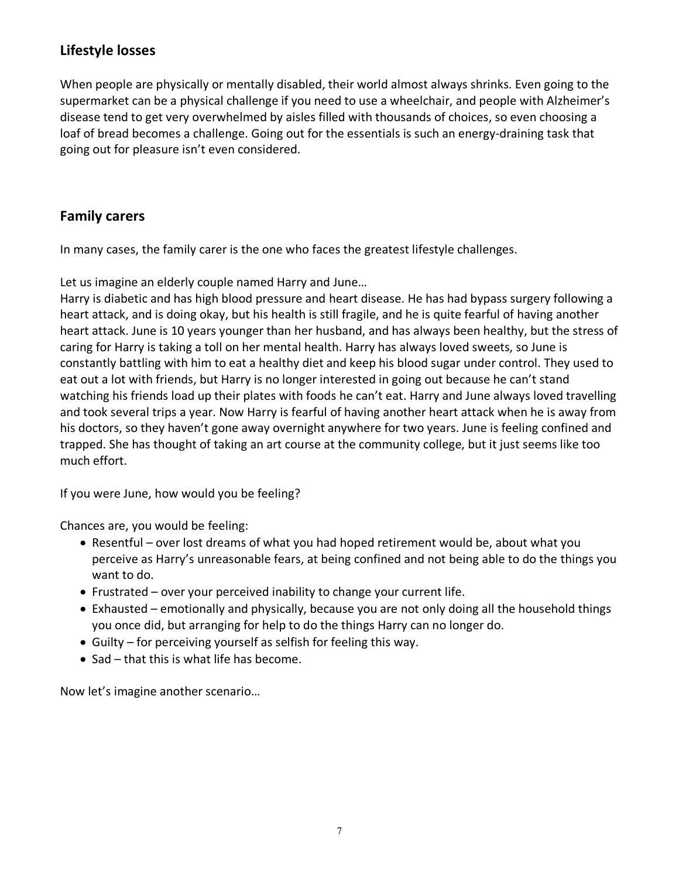## Lifestyle losses

When people are physically or mentally disabled, their world almost always shrinks. Even going to the supermarket can be a physical challenge if you need to use a wheelchair, and people with Alzheimer's disease tend to get very overwhelmed by aisles filled with thousands of choices, so even choosing a loaf of bread becomes a challenge. Going out for the essentials is such an energy-draining task that going out for pleasure isn't even considered.

## Family carers

In many cases, the family carer is the one who faces the greatest lifestyle challenges.

Let us imagine an elderly couple named Harry and June…

Harry is diabetic and has high blood pressure and heart disease. He has had bypass surgery following a heart attack, and is doing okay, but his health is still fragile, and he is quite fearful of having another heart attack. June is 10 years younger than her husband, and has always been healthy, but the stress of caring for Harry is taking a toll on her mental health. Harry has always loved sweets, so June is constantly battling with him to eat a healthy diet and keep his blood sugar under control. They used to eat out a lot with friends, but Harry is no longer interested in going out because he can't stand watching his friends load up their plates with foods he can't eat. Harry and June always loved travelling and took several trips a year. Now Harry is fearful of having another heart attack when he is away from his doctors, so they haven't gone away overnight anywhere for two years. June is feeling confined and trapped. She has thought of taking an art course at the community college, but it just seems like too much effort.

If you were June, how would you be feeling?

Chances are, you would be feeling:

- Resentful – over lost dreams of what you had hoped retirement would be, about what you perceive as Harry's unreasonable fears, at being confined and not being able to do the things you want to do.
- Frustrated – over your perceived inability to change your current life.
- Exhausted – emotionally and physically, because you are not only doing all the household things you once did, but arranging for help to do the things Harry can no longer do.
- Guilty – for perceiving yourself as selfish for feeling this way.
- Sad – that this is what life has become.

Now let's imagine another scenario…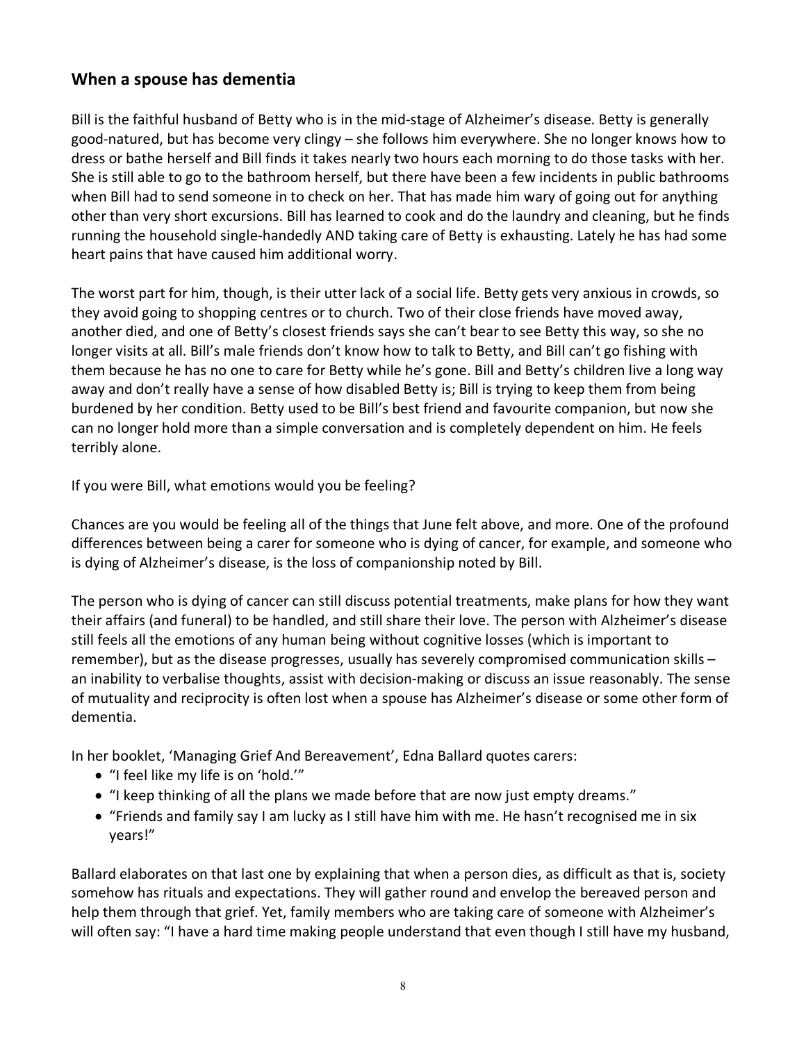## When a spouse has dementia

Bill is the faithful husband of Betty who is in the mid-stage of Alzheimer's disease. Betty is generally good-natured, but has become very clingy – she follows him everywhere. She no longer knows how to dress or bathe herself and Bill finds it takes nearly two hours each morning to do those tasks with her. She is still able to go to the bathroom herself, but there have been a few incidents in public bathrooms when Bill had to send someone in to check on her. That has made him wary of going out for anything other than very short excursions. Bill has learned to cook and do the laundry and cleaning, but he finds running the household single-handedly AND taking care of Betty is exhausting. Lately he has had some heart pains that have caused him additional worry.

The worst part for him, though, is their utter lack of a social life. Betty gets very anxious in crowds, so they avoid going to shopping centres or to church. Two of their close friends have moved away, another died, and one of Betty's closest friends says she can't bear to see Betty this way, so she no longer visits at all. Bill's male friends don't know how to talk to Betty, and Bill can't go fishing with them because he has no one to care for Betty while he's gone. Bill and Betty's children live a long way away and don't really have a sense of how disabled Betty is; Bill is trying to keep them from being burdened by her condition. Betty used to be Bill's best friend and favourite companion, but now she can no longer hold more than a simple conversation and is completely dependent on him. He feels terribly alone.

If you were Bill, what emotions would you be feeling?

Chances are you would be feeling all of the things that June felt above, and more. One of the profound differences between being a carer for someone who is dying of cancer, for example, and someone who is dying of Alzheimer's disease, is the loss of companionship noted by Bill.

The person who is dying of cancer can still discuss potential treatments, make plans for how they want their affairs (and funeral) to be handled, and still share their love. The person with Alzheimer's disease still feels all the emotions of any human being without cognitive losses (which is important to remember), but as the disease progresses, usually has severely compromised communication skills – an inability to verbalise thoughts, assist with decision-making or discuss an issue reasonably. The sense of mutuality and reciprocity is often lost when a spouse has Alzheimer's disease or some other form of dementia.

In her booklet, 'Managing Grief And Bereavement', Edna Ballard quotes carers:

- "I feel like my life is on 'hold.'"
- "I keep thinking of all the plans we made before that are now just empty dreams."
- "Friends and family say I am lucky as I still have him with me. He hasn't recognised me in six years!"

Ballard elaborates on that last one by explaining that when a person dies, as difficult as that is, society somehow has rituals and expectations. They will gather round and envelop the bereaved person and help them through that grief. Yet, family members who are taking care of someone with Alzheimer's will often say: "I have a hard time making people understand that even though I still have my husband,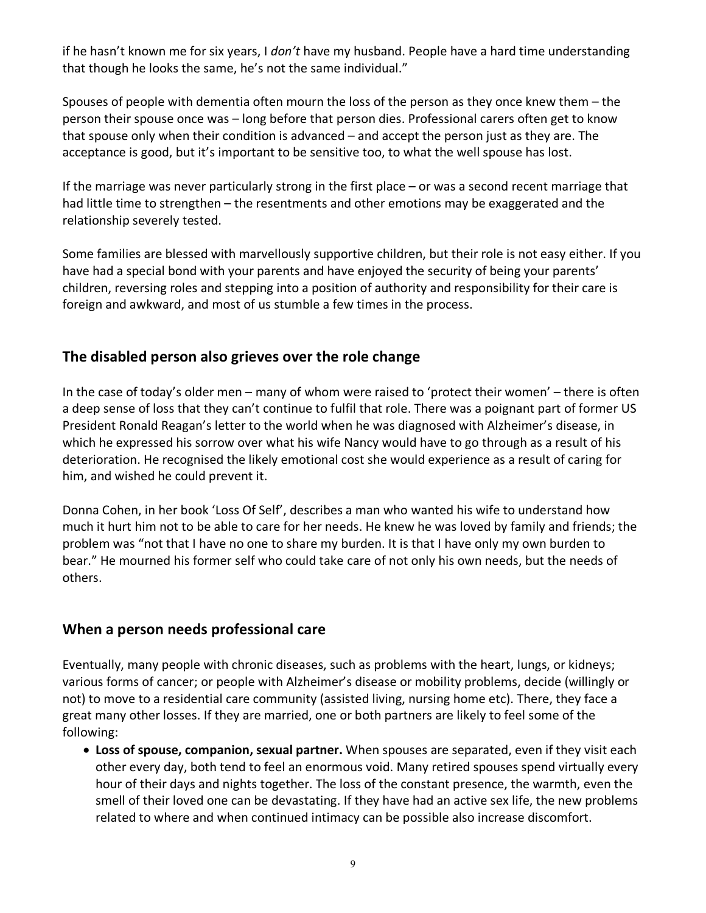if he hasn't known me for six years, I *don't* have my husband. People have a hard time understanding that though he looks the same, he's not the same individual."

Spouses of people with dementia often mourn the loss of the person as they once knew them – the person their spouse once was – long before that person dies. Professional carers often get to know that spouse only when their condition is advanced – and accept the person just as they are. The acceptance is good, but it's important to be sensitive too, to what the well spouse has lost.

If the marriage was never particularly strong in the first place – or was a second recent marriage that had little time to strengthen – the resentments and other emotions may be exaggerated and the relationship severely tested.

Some families are blessed with marvellously supportive children, but their role is not easy either. If you have had a special bond with your parents and have enjoyed the security of being your parents' children, reversing roles and stepping into a position of authority and responsibility for their care is foreign and awkward, and most of us stumble a few times in the process.

## The disabled person also grieves over the role change

In the case of today's older men – many of whom were raised to 'protect their women' – there is often a deep sense of loss that they can't continue to fulfil that role. There was a poignant part of former US President Ronald Reagan's letter to the world when he was diagnosed with Alzheimer's disease, in which he expressed his sorrow over what his wife Nancy would have to go through as a result of his deterioration. He recognised the likely emotional cost she would experience as a result of caring for him, and wished he could prevent it.

Donna Cohen, in her book 'Loss Of Self', describes a man who wanted his wife to understand how much it hurt him not to be able to care for her needs. He knew he was loved by family and friends; the problem was "not that I have no one to share my burden. It is that I have only my own burden to bear." He mourned his former self who could take care of not only his own needs, but the needs of others.

## When a person needs professional care

Eventually, many people with chronic diseases, such as problems with the heart, lungs, or kidneys; various forms of cancer; or people with Alzheimer's disease or mobility problems, decide (willingly or not) to move to a residential care community (assisted living, nursing home etc). There, they face a great many other losses. If they are married, one or both partners are likely to feel some of the following:

- **Loss of spouse, companion, sexual partner.** When spouses are separated, even if they visit each other every day, both tend to feel an enormous void. Many retired spouses spend virtually every hour of their days and nights together. The loss of the constant presence, the warmth, even the smell of their loved one can be devastating. If they have had an active sex life, the new problems related to where and when continued intimacy can be possible also increase discomfort.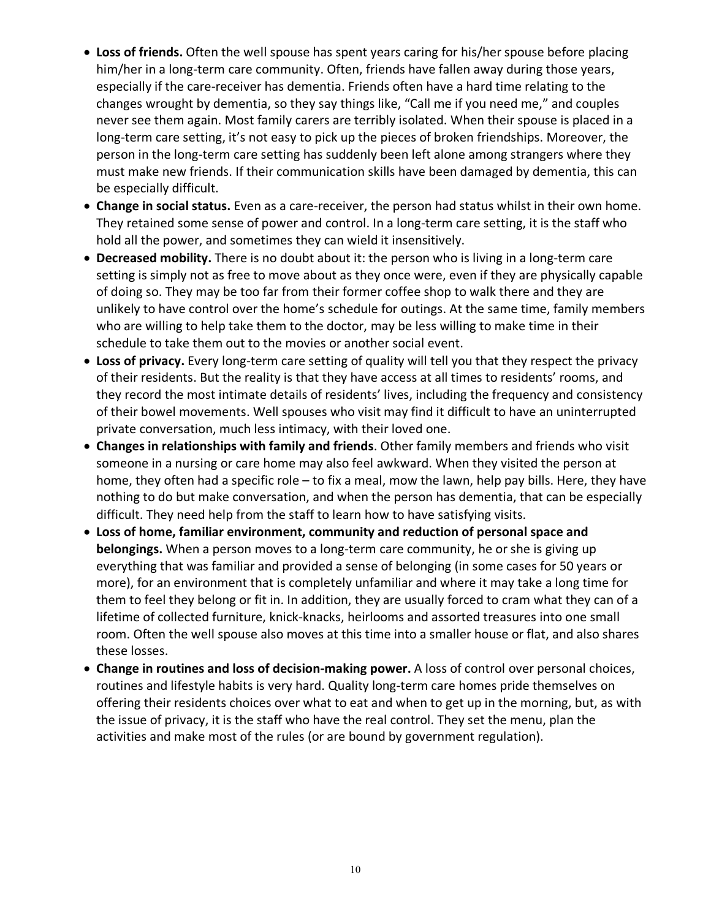- **Loss of friends.** Often the well spouse has spent years caring for his/her spouse before placing him/her in a long-term care community. Often, friends have fallen away during those years, especially if the care-receiver has dementia. Friends often have a hard time relating to the changes wrought by dementia, so they say things like, "Call me if you need me," and couples never see them again. Most family carers are terribly isolated. When their spouse is placed in a long-term care setting, it's not easy to pick up the pieces of broken friendships. Moreover, the person in the long-term care setting has suddenly been left alone among strangers where they must make new friends. If their communication skills have been damaged by dementia, this can be especially difficult.
- **Change in social status.** Even as a care-receiver, the person had status whilst in their own home. They retained some sense of power and control. In a long-term care setting, it is the staff who hold all the power, and sometimes they can wield it insensitively.
- **Decreased mobility.** There is no doubt about it: the person who is living in a long-term care setting is simply not as free to move about as they once were, even if they are physically capable of doing so. They may be too far from their former coffee shop to walk there and they are unlikely to have control over the home's schedule for outings. At the same time, family members who are willing to help take them to the doctor, may be less willing to make time in their schedule to take them out to the movies or another social event.
- **Loss of privacy.** Every long-term care setting of quality will tell you that they respect the privacy of their residents. But the reality is that they have access at all times to residents' rooms, and they record the most intimate details of residents' lives, including the frequency and consistency of their bowel movements. Well spouses who visit may find it difficult to have an uninterrupted private conversation, much less intimacy, with their loved one.
- **Changes in relationships with family and friends**. Other family members and friends who visit someone in a nursing or care home may also feel awkward. When they visited the person at home, they often had a specific role – to fix a meal, mow the lawn, help pay bills. Here, they have nothing to do but make conversation, and when the person has dementia, that can be especially difficult. They need help from the staff to learn how to have satisfying visits.
- **Loss of home, familiar environment, community and reduction of personal space and belongings.** When a person moves to a long-term care community, he or she is giving up everything that was familiar and provided a sense of belonging (in some cases for 50 years or more), for an environment that is completely unfamiliar and where it may take a long time for them to feel they belong or fit in. In addition, they are usually forced to cram what they can of a lifetime of collected furniture, knick-knacks, heirlooms and assorted treasures into one small room. Often the well spouse also moves at this time into a smaller house or flat, and also shares these losses.
- **Change in routines and loss of decision-making power.** A loss of control over personal choices, routines and lifestyle habits is very hard. Quality long-term care homes pride themselves on offering their residents choices over what to eat and when to get up in the morning, but, as with the issue of privacy, it is the staff who have the real control. They set the menu, plan the activities and make most of the rules (or are bound by government regulation).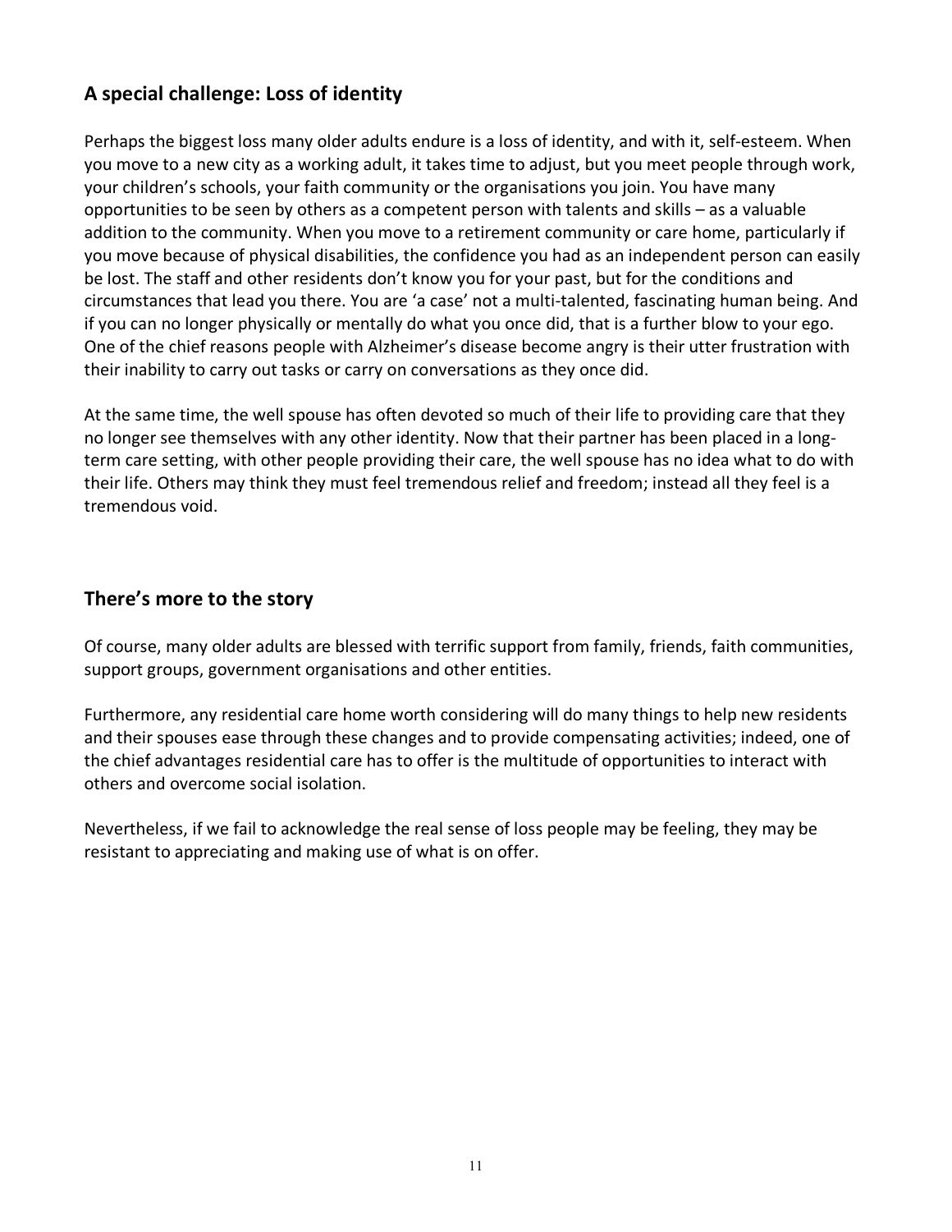## A special challenge: Loss of identity

Perhaps the biggest loss many older adults endure is a loss of identity, and with it, self-esteem. When you move to a new city as a working adult, it takes time to adjust, but you meet people through work, your children's schools, your faith community or the organisations you join. You have many opportunities to be seen by others as a competent person with talents and skills – as a valuable addition to the community. When you move to a retirement community or care home, particularly if you move because of physical disabilities, the confidence you had as an independent person can easily be lost. The staff and other residents don't know you for your past, but for the conditions and circumstances that lead you there. You are 'a case' not a multi-talented, fascinating human being. And if you can no longer physically or mentally do what you once did, that is a further blow to your ego. One of the chief reasons people with Alzheimer's disease become angry is their utter frustration with their inability to carry out tasks or carry on conversations as they once did.

At the same time, the well spouse has often devoted so much of their life to providing care that they no longer see themselves with any other identity. Now that their partner has been placed in a long-term care setting, with other people providing their care, the well spouse has no idea what to do with their life. Others may think they must feel tremendous relief and freedom; instead all they feel is a tremendous void.

## There's more to the story

Of course, many older adults are blessed with terrific support from family, friends, faith communities, support groups, government organisations and other entities.

Furthermore, any residential care home worth considering will do many things to help new residents and their spouses ease through these changes and to provide compensating activities; indeed, one of the chief advantages residential care has to offer is the multitude of opportunities to interact with others and overcome social isolation.

Nevertheless, if we fail to acknowledge the real sense of loss people may be feeling, they may be resistant to appreciating and making use of what is on offer.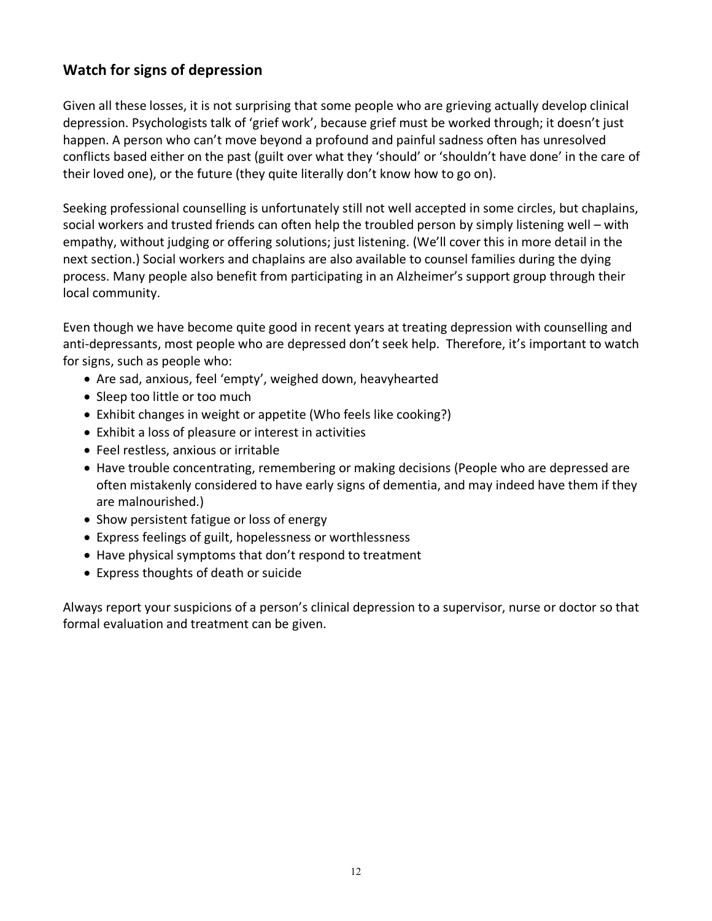## Watch for signs of depression

Given all these losses, it is not surprising that some people who are grieving actually develop clinical depression. Psychologists talk of 'grief work', because grief must be worked through; it doesn't just happen. A person who can't move beyond a profound and painful sadness often has unresolved conflicts based either on the past (guilt over what they 'should' or 'shouldn't have done' in the care of their loved one), or the future (they quite literally don't know how to go on).

Seeking professional counselling is unfortunately still not well accepted in some circles, but chaplains, social workers and trusted friends can often help the troubled person by simply listening well – with empathy, without judging or offering solutions; just listening. (We'll cover this in more detail in the next section.) Social workers and chaplains are also available to counsel families during the dying process. Many people also benefit from participating in an Alzheimer's support group through their local community.

Even though we have become quite good in recent years at treating depression with counselling and anti-depressants, most people who are depressed don't seek help. Therefore, it's important to watch for signs, such as people who:

- Are sad, anxious, feel 'empty', weighed down, heavyhearted
- Sleep too little or too much
- Exhibit changes in weight or appetite (Who feels like cooking?)
- Exhibit a loss of pleasure or interest in activities
- Feel restless, anxious or irritable
- Have trouble concentrating, remembering or making decisions (People who are depressed are often mistakenly considered to have early signs of dementia, and may indeed have them if they are malnourished.)
- Show persistent fatigue or loss of energy
- Express feelings of guilt, hopelessness or worthlessness
- Have physical symptoms that don't respond to treatment
- Express thoughts of death or suicide

Always report your suspicions of a person's clinical depression to a supervisor, nurse or doctor so that formal evaluation and treatment can be given.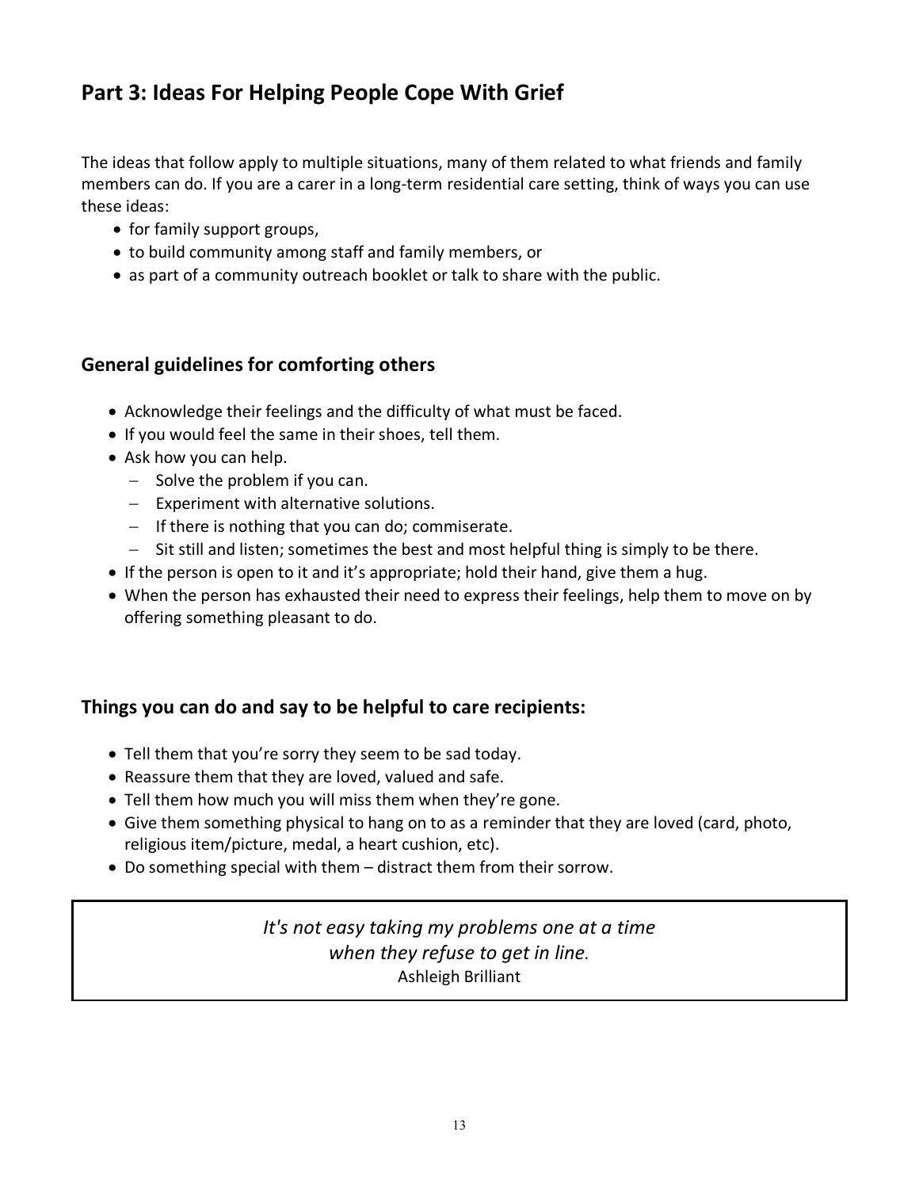## Part 3: Ideas For Helping People Cope With Grief

The ideas that follow apply to multiple situations, many of them related to what friends and family members can do. If you are a carer in a long-term residential care setting, think of ways you can use these ideas:

- for family support groups,
- to build community among staff and family members, or
- as part of a community outreach booklet or talk to share with the public.

### General guidelines for comforting others

- Acknowledge their feelings and the difficulty of what must be faced.
- If you would feel the same in their shoes, tell them.
- Ask how you can help.
  - Solve the problem if you can.
  - Experiment with alternative solutions.
  - If there is nothing that you can do; commiserate.
  - Sit still and listen; sometimes the best and most helpful thing is simply to be there.
- If the person is open to it and it's appropriate; hold their hand, give them a hug.
- When the person has exhausted their need to express their feelings, help them to move on by offering something pleasant to do.

### Things you can do and say to be helpful to care recipients:

- Tell them that you're sorry they seem to be sad today.
- Reassure them that they are loved, valued and safe.
- Tell them how much you will miss them when they're gone.
- Give them something physical to hang on to as a reminder that they are loved (card, photo, religious item/picture, medal, a heart cushion, etc).
- Do something special with them – distract them from their sorrow.

> *It's not easy taking my problems one at a time*
> *when they refuse to get in line.*
> Ashleigh Brilliant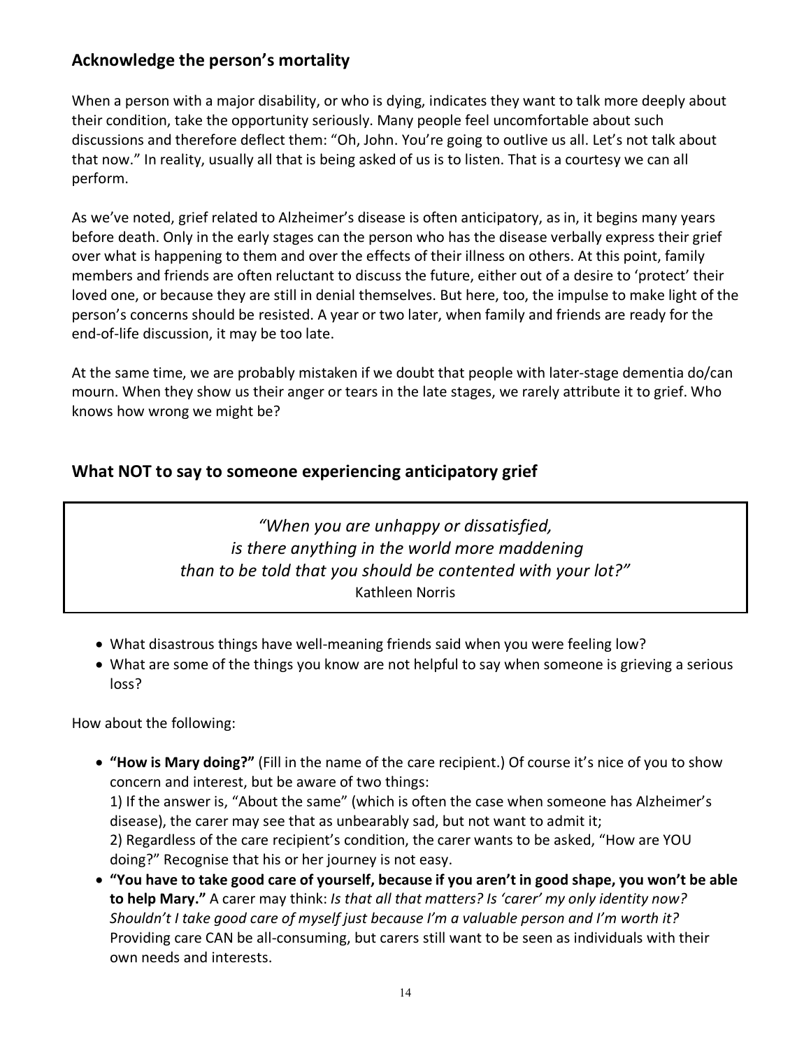## Acknowledge the person's mortality

When a person with a major disability, or who is dying, indicates they want to talk more deeply about their condition, take the opportunity seriously. Many people feel uncomfortable about such discussions and therefore deflect them: "Oh, John. You're going to outlive us all. Let's not talk about that now." In reality, usually all that is being asked of us is to listen. That is a courtesy we can all perform.

As we've noted, grief related to Alzheimer's disease is often anticipatory, as in, it begins many years before death. Only in the early stages can the person who has the disease verbally express their grief over what is happening to them and over the effects of their illness on others. At this point, family members and friends are often reluctant to discuss the future, either out of a desire to 'protect' their loved one, or because they are still in denial themselves. But here, too, the impulse to make light of the person's concerns should be resisted. A year or two later, when family and friends are ready for the end-of-life discussion, it may be too late.

At the same time, we are probably mistaken if we doubt that people with later-stage dementia do/can mourn. When they show us their anger or tears in the late stages, we rarely attribute it to grief. Who knows how wrong we might be?

## What NOT to say to someone experiencing anticipatory grief

> *"When you are unhappy or dissatisfied,*
> *is there anything in the world more maddening*
> *than to be told that you should be contented with your lot?"*
> Kathleen Norris

- What disastrous things have well-meaning friends said when you were feeling low?
- What are some of the things you know are not helpful to say when someone is grieving a serious loss?

How about the following:

- **"How is Mary doing?"** (Fill in the name of the care recipient.) Of course it's nice of you to show concern and interest, but be aware of two things:
  1) If the answer is, "About the same" (which is often the case when someone has Alzheimer's disease), the carer may see that as unbearably sad, but not want to admit it;
  2) Regardless of the care recipient's condition, the carer wants to be asked, "How are YOU doing?" Recognise that his or her journey is not easy.
- **"You have to take good care of yourself, because if you aren't in good shape, you won't be able to help Mary."** A carer may think: *Is that all that matters? Is 'carer' my only identity now? Shouldn't I take good care of myself just because I'm a valuable person and I'm worth it?* Providing care CAN be all-consuming, but carers still want to be seen as individuals with their own needs and interests.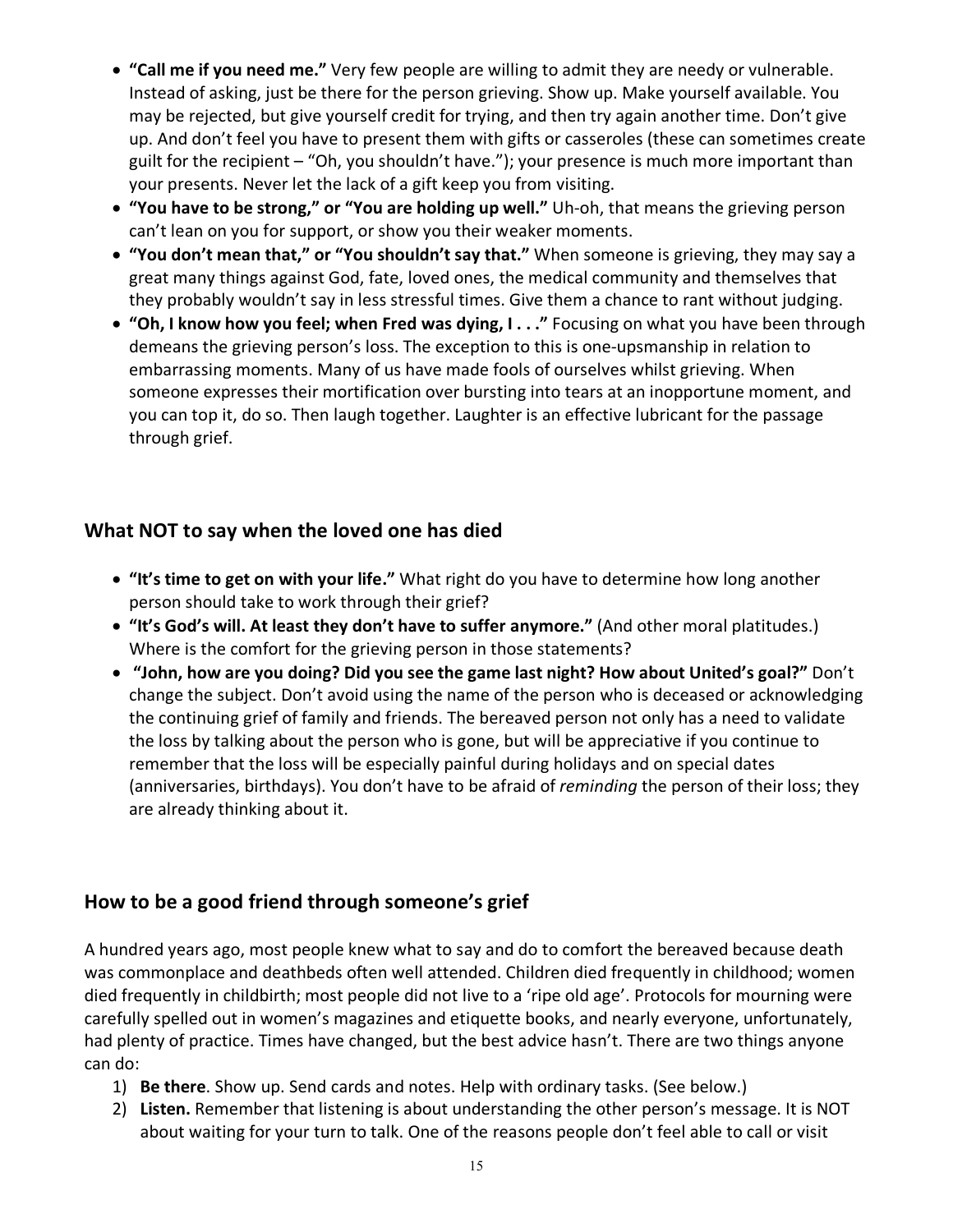- **"Call me if you need me."** Very few people are willing to admit they are needy or vulnerable. Instead of asking, just be there for the person grieving. Show up. Make yourself available. You may be rejected, but give yourself credit for trying, and then try again another time. Don't give up. And don't feel you have to present them with gifts or casseroles (these can sometimes create guilt for the recipient – "Oh, you shouldn't have."); your presence is much more important than your presents. Never let the lack of a gift keep you from visiting.
- **"You have to be strong," or "You are holding up well."** Uh-oh, that means the grieving person can't lean on you for support, or show you their weaker moments.
- **"You don't mean that," or "You shouldn't say that."** When someone is grieving, they may say a great many things against God, fate, loved ones, the medical community and themselves that they probably wouldn't say in less stressful times. Give them a chance to rant without judging.
- **"Oh, I know how you feel; when Fred was dying, I . . ."** Focusing on what you have been through demeans the grieving person's loss. The exception to this is one-upsmanship in relation to embarrassing moments. Many of us have made fools of ourselves whilst grieving. When someone expresses their mortification over bursting into tears at an inopportune moment, and you can top it, do so. Then laugh together. Laughter is an effective lubricant for the passage through grief.

## What NOT to say when the loved one has died

- **"It's time to get on with your life."** What right do you have to determine how long another person should take to work through their grief?
- **"It's God's will. At least they don't have to suffer anymore."** (And other moral platitudes.) Where is the comfort for the grieving person in those statements?
- **"John, how are you doing? Did you see the game last night? How about United's goal?"** Don't change the subject. Don't avoid using the name of the person who is deceased or acknowledging the continuing grief of family and friends. The bereaved person not only has a need to validate the loss by talking about the person who is gone, but will be appreciative if you continue to remember that the loss will be especially painful during holidays and on special dates (anniversaries, birthdays). You don't have to be afraid of *reminding* the person of their loss; they are already thinking about it.

## How to be a good friend through someone's grief

A hundred years ago, most people knew what to say and do to comfort the bereaved because death was commonplace and deathbeds often well attended. Children died frequently in childhood; women died frequently in childbirth; most people did not live to a 'ripe old age'. Protocols for mourning were carefully spelled out in women's magazines and etiquette books, and nearly everyone, unfortunately, had plenty of practice. Times have changed, but the best advice hasn't. There are two things anyone can do:

1) **Be there**. Show up. Send cards and notes. Help with ordinary tasks. (See below.)
2) **Listen.** Remember that listening is about understanding the other person's message. It is NOT about waiting for your turn to talk. One of the reasons people don't feel able to call or visit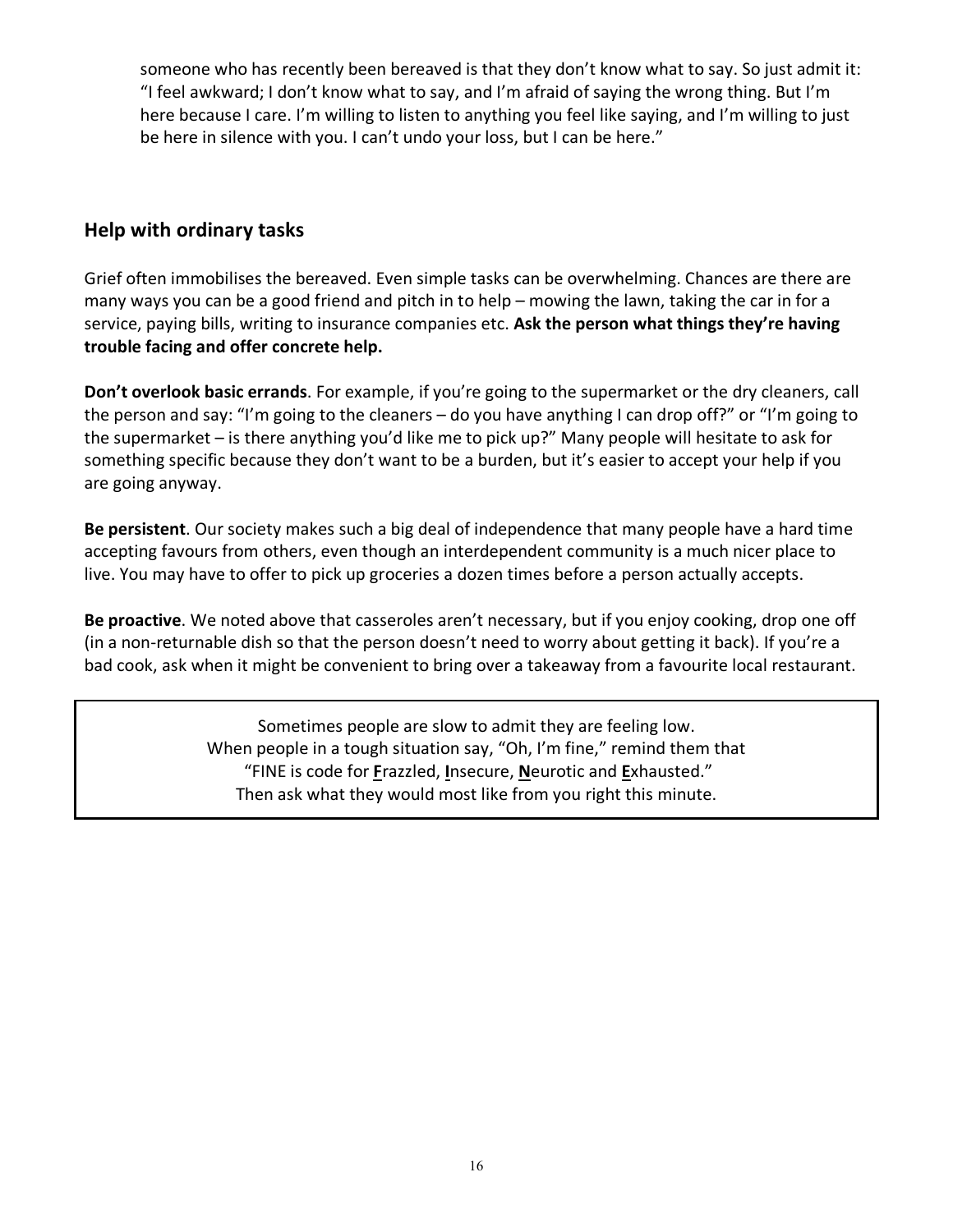someone who has recently been bereaved is that they don't know what to say. So just admit it: "I feel awkward; I don't know what to say, and I'm afraid of saying the wrong thing. But I'm here because I care. I'm willing to listen to anything you feel like saying, and I'm willing to just be here in silence with you. I can't undo your loss, but I can be here."

## Help with ordinary tasks

Grief often immobilises the bereaved. Even simple tasks can be overwhelming. Chances are there are many ways you can be a good friend and pitch in to help – mowing the lawn, taking the car in for a service, paying bills, writing to insurance companies etc. **Ask the person what things they're having trouble facing and offer concrete help.**

**Don't overlook basic errands**. For example, if you're going to the supermarket or the dry cleaners, call the person and say: "I'm going to the cleaners – do you have anything I can drop off?" or "I'm going to the supermarket – is there anything you'd like me to pick up?" Many people will hesitate to ask for something specific because they don't want to be a burden, but it's easier to accept your help if you are going anyway.

**Be persistent**. Our society makes such a big deal of independence that many people have a hard time accepting favours from others, even though an interdependent community is a much nicer place to live. You may have to offer to pick up groceries a dozen times before a person actually accepts.

**Be proactive**. We noted above that casseroles aren't necessary, but if you enjoy cooking, drop one off (in a non-returnable dish so that the person doesn't need to worry about getting it back). If you're a bad cook, ask when it might be convenient to bring over a takeaway from a favourite local restaurant.

> Sometimes people are slow to admit they are feeling low.
> When people in a tough situation say, "Oh, I'm fine," remind them that
> "FINE is code for **F**razzled, **I**nsecure, **N**eurotic and **E**xhausted."
> Then ask what they would most like from you right this minute.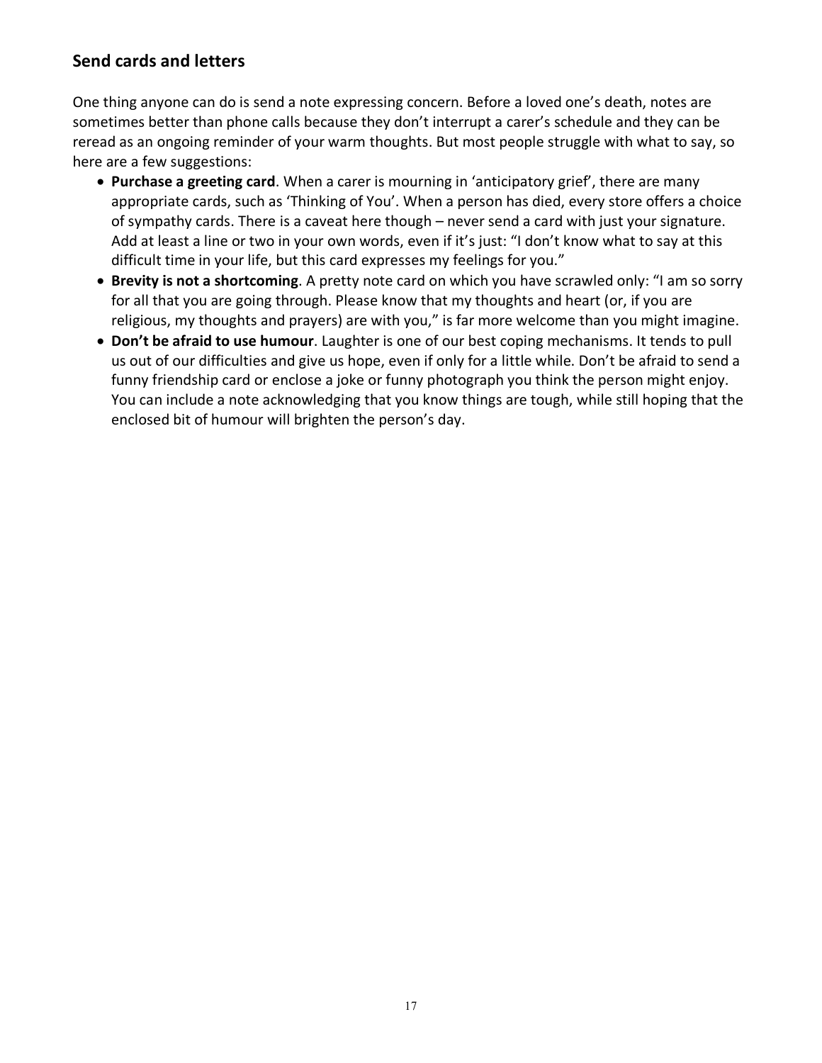## Send cards and letters

One thing anyone can do is send a note expressing concern. Before a loved one's death, notes are sometimes better than phone calls because they don't interrupt a carer's schedule and they can be reread as an ongoing reminder of your warm thoughts. But most people struggle with what to say, so here are a few suggestions:

- **Purchase a greeting card**. When a carer is mourning in 'anticipatory grief', there are many appropriate cards, such as 'Thinking of You'. When a person has died, every store offers a choice of sympathy cards. There is a caveat here though – never send a card with just your signature. Add at least a line or two in your own words, even if it's just: "I don't know what to say at this difficult time in your life, but this card expresses my feelings for you."
- **Brevity is not a shortcoming**. A pretty note card on which you have scrawled only: "I am so sorry for all that you are going through. Please know that my thoughts and heart (or, if you are religious, my thoughts and prayers) are with you," is far more welcome than you might imagine.
- **Don't be afraid to use humour**. Laughter is one of our best coping mechanisms. It tends to pull us out of our difficulties and give us hope, even if only for a little while. Don't be afraid to send a funny friendship card or enclose a joke or funny photograph you think the person might enjoy. You can include a note acknowledging that you know things are tough, while still hoping that the enclosed bit of humour will brighten the person's day.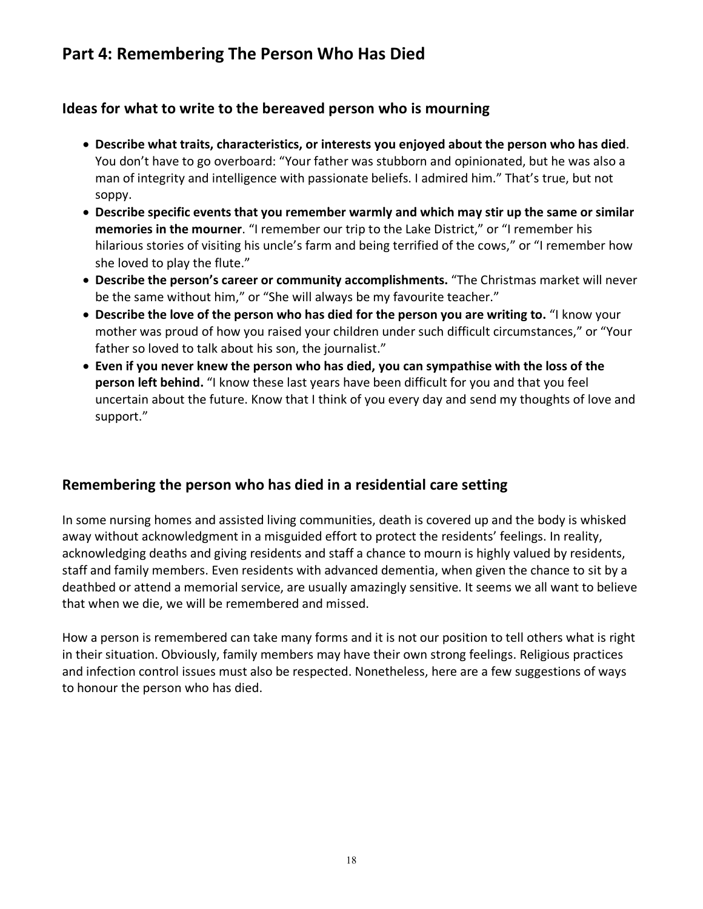## Part 4: Remembering The Person Who Has Died

### Ideas for what to write to the bereaved person who is mourning

- **Describe what traits, characteristics, or interests you enjoyed about the person who has died**. You don't have to go overboard: "Your father was stubborn and opinionated, but he was also a man of integrity and intelligence with passionate beliefs. I admired him." That's true, but not soppy.
- **Describe specific events that you remember warmly and which may stir up the same or similar memories in the mourner**. "I remember our trip to the Lake District," or "I remember his hilarious stories of visiting his uncle's farm and being terrified of the cows," or "I remember how she loved to play the flute."
- **Describe the person's career or community accomplishments.** "The Christmas market will never be the same without him," or "She will always be my favourite teacher."
- **Describe the love of the person who has died for the person you are writing to.** "I know your mother was proud of how you raised your children under such difficult circumstances," or "Your father so loved to talk about his son, the journalist."
- **Even if you never knew the person who has died, you can sympathise with the loss of the person left behind.** "I know these last years have been difficult for you and that you feel uncertain about the future. Know that I think of you every day and send my thoughts of love and support."

### Remembering the person who has died in a residential care setting

In some nursing homes and assisted living communities, death is covered up and the body is whisked away without acknowledgment in a misguided effort to protect the residents' feelings. In reality, acknowledging deaths and giving residents and staff a chance to mourn is highly valued by residents, staff and family members. Even residents with advanced dementia, when given the chance to sit by a deathbed or attend a memorial service, are usually amazingly sensitive. It seems we all want to believe that when we die, we will be remembered and missed.

How a person is remembered can take many forms and it is not our position to tell others what is right in their situation. Obviously, family members may have their own strong feelings. Religious practices and infection control issues must also be respected. Nonetheless, here are a few suggestions of ways to honour the person who has died.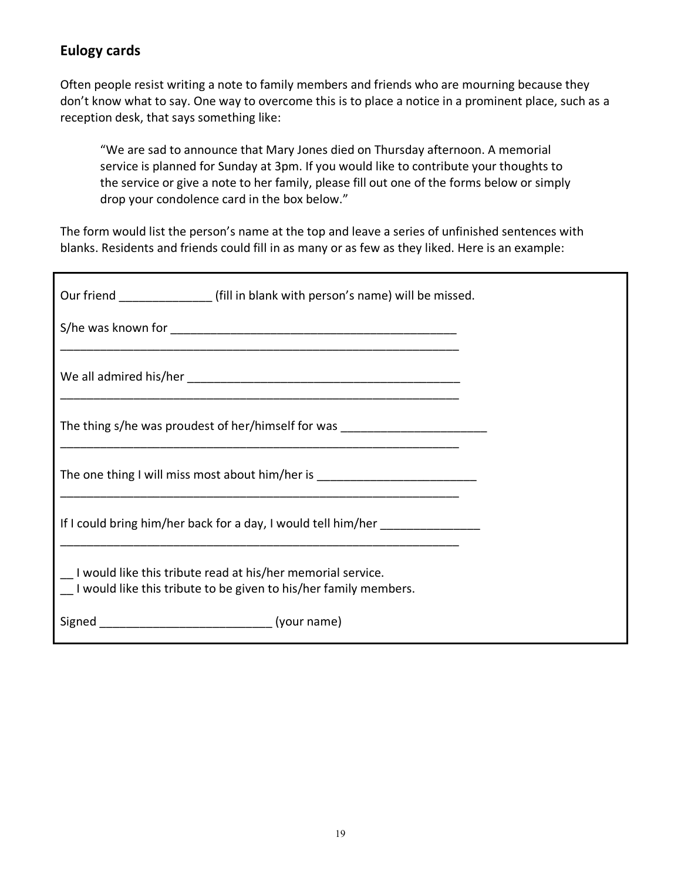## Eulogy cards

Often people resist writing a note to family members and friends who are mourning because they don't know what to say. One way to overcome this is to place a notice in a prominent place, such as a reception desk, that says something like:

> "We are sad to announce that Mary Jones died on Thursday afternoon. A memorial service is planned for Sunday at 3pm. If you would like to contribute your thoughts to the service or give a note to her family, please fill out one of the forms below or simply drop your condolence card in the box below."

The form would list the person's name at the top and leave a series of unfinished sentences with blanks. Residents and friends could fill in as many or as few as they liked. Here is an example:

---

Our friend ______________ (fill in blank with person's name) will be missed.

S/he was known for ____________________________________________
______________________________________________________________

We all admired his/her __________________________________________
______________________________________________________________

The thing s/he was proudest of her/himself for was ______________________
______________________________________________________________

The one thing I will miss most about him/her is ________________________
______________________________________________________________

If I could bring him/her back for a day, I would tell him/her _______________
______________________________________________________________

__ I would like this tribute read at his/her memorial service.
__ I would like this tribute to be given to his/her family members.

Signed __________________________ (your name)

---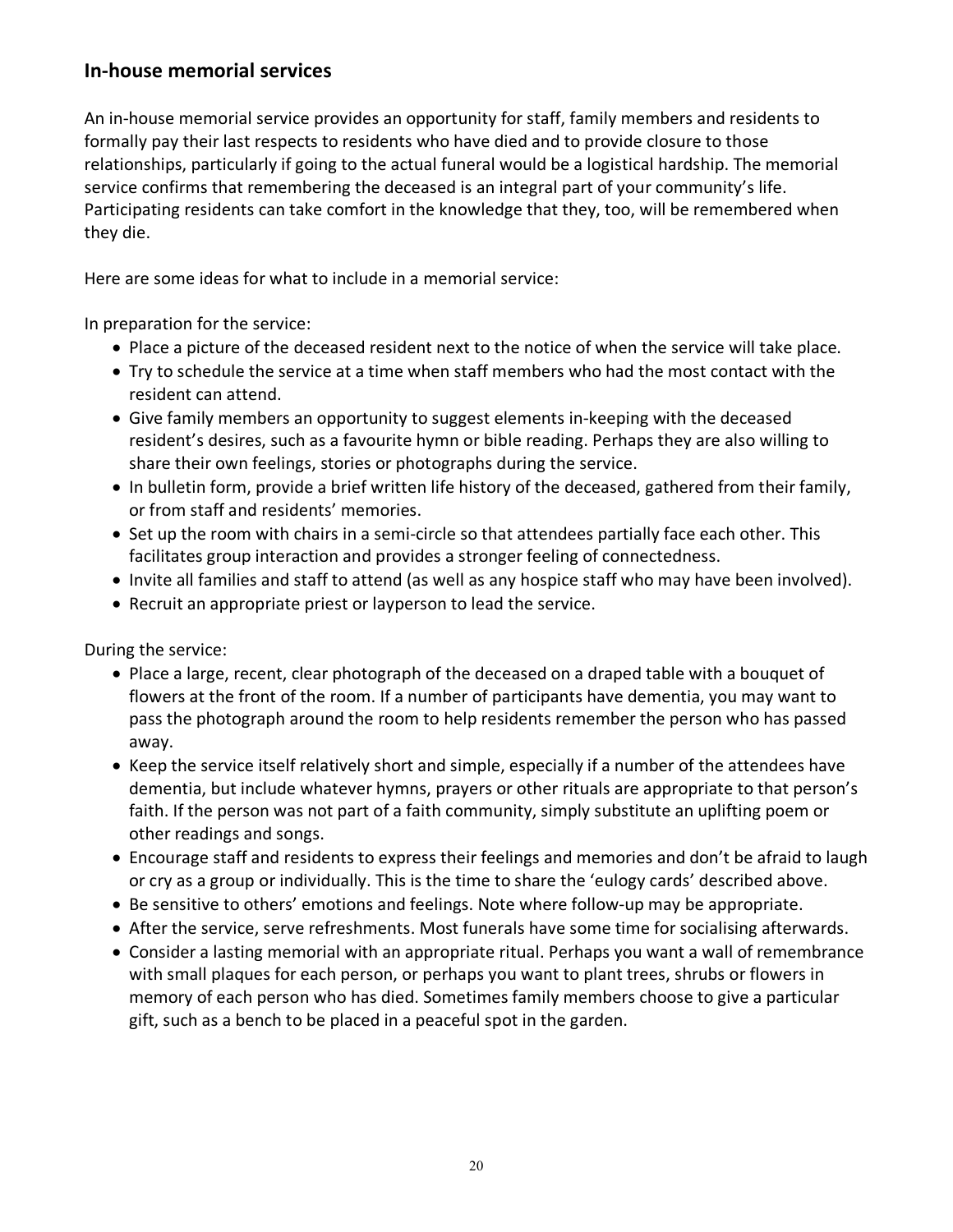## In-house memorial services

An in-house memorial service provides an opportunity for staff, family members and residents to formally pay their last respects to residents who have died and to provide closure to those relationships, particularly if going to the actual funeral would be a logistical hardship. The memorial service confirms that remembering the deceased is an integral part of your community's life. Participating residents can take comfort in the knowledge that they, too, will be remembered when they die.

Here are some ideas for what to include in a memorial service:

In preparation for the service:

- Place a picture of the deceased resident next to the notice of when the service will take place.
- Try to schedule the service at a time when staff members who had the most contact with the resident can attend.
- Give family members an opportunity to suggest elements in-keeping with the deceased resident's desires, such as a favourite hymn or bible reading. Perhaps they are also willing to share their own feelings, stories or photographs during the service.
- In bulletin form, provide a brief written life history of the deceased, gathered from their family, or from staff and residents' memories.
- Set up the room with chairs in a semi-circle so that attendees partially face each other. This facilitates group interaction and provides a stronger feeling of connectedness.
- Invite all families and staff to attend (as well as any hospice staff who may have been involved).
- Recruit an appropriate priest or layperson to lead the service.

During the service:

- Place a large, recent, clear photograph of the deceased on a draped table with a bouquet of flowers at the front of the room. If a number of participants have dementia, you may want to pass the photograph around the room to help residents remember the person who has passed away.
- Keep the service itself relatively short and simple, especially if a number of the attendees have dementia, but include whatever hymns, prayers or other rituals are appropriate to that person's faith. If the person was not part of a faith community, simply substitute an uplifting poem or other readings and songs.
- Encourage staff and residents to express their feelings and memories and don't be afraid to laugh or cry as a group or individually. This is the time to share the 'eulogy cards' described above.
- Be sensitive to others' emotions and feelings. Note where follow-up may be appropriate.
- After the service, serve refreshments. Most funerals have some time for socialising afterwards.
- Consider a lasting memorial with an appropriate ritual. Perhaps you want a wall of remembrance with small plaques for each person, or perhaps you want to plant trees, shrubs or flowers in memory of each person who has died. Sometimes family members choose to give a particular gift, such as a bench to be placed in a peaceful spot in the garden.